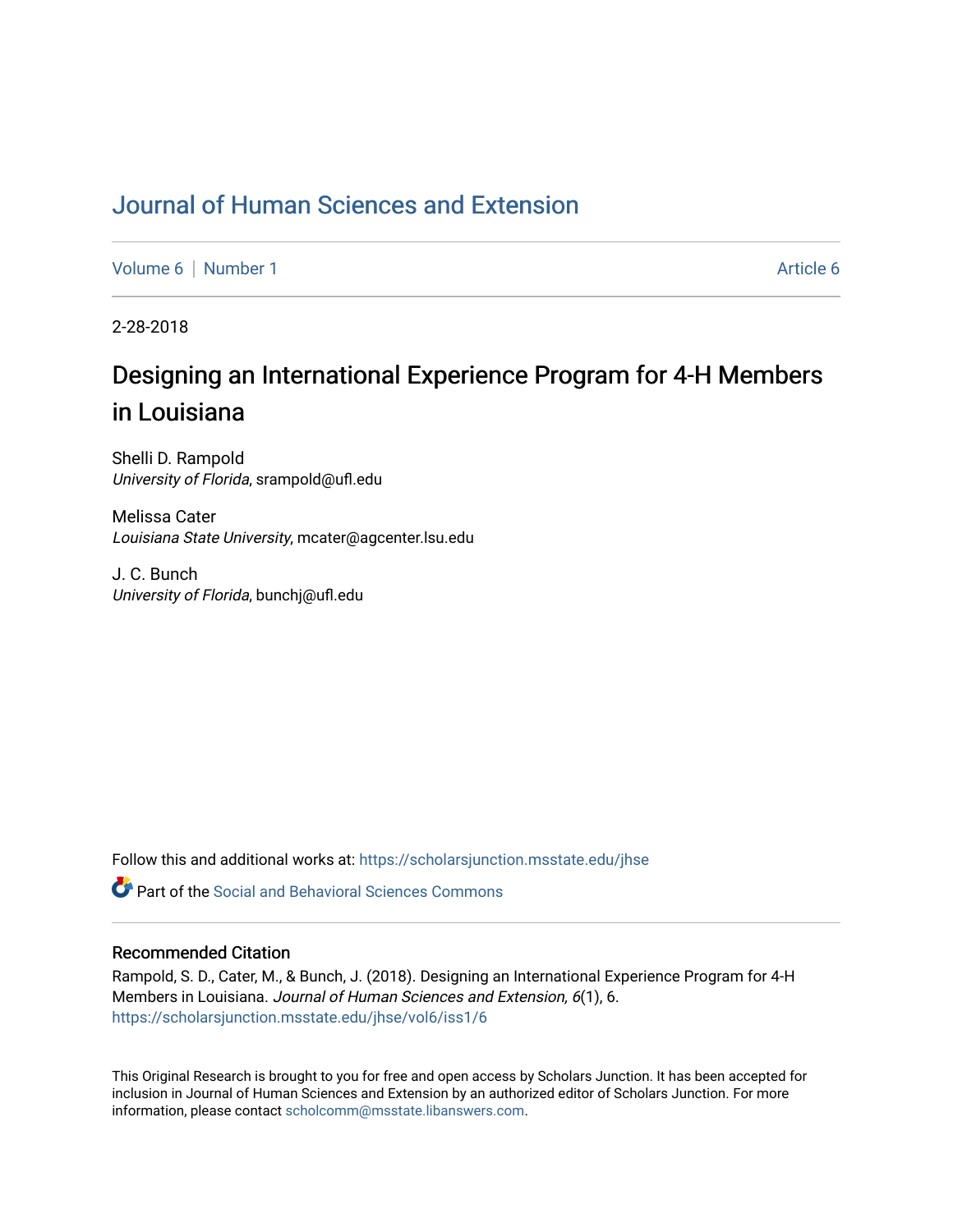# Journal of Human Sciences and Extension

Volume 6 | Number 1 Article 6

2-28-2018

## Designing an International Experience Program for 4-H Members in Louisiana

Shelli D. Rampold
*University of Florida*, srampold@ufl.edu

Melissa Cater
*Louisiana State University*, mcater@agcenter.lsu.edu

J. C. Bunch
*University of Florida*, bunchj@ufl.edu

Follow this and additional works at: https://scholarsjunction.msstate.edu/jhse

Part of the Social and Behavioral Sciences Commons

### Recommended Citation

Rampold, S. D., Cater, M., & Bunch, J. (2018). Designing an International Experience Program for 4-H Members in Louisiana. *Journal of Human Sciences and Extension, 6*(1), 6. https://scholarsjunction.msstate.edu/jhse/vol6/iss1/6

This Original Research is brought to you for free and open access by Scholars Junction. It has been accepted for inclusion in Journal of Human Sciences and Extension by an authorized editor of Scholars Junction. For more information, please contact scholcomm@msstate.libanswers.com.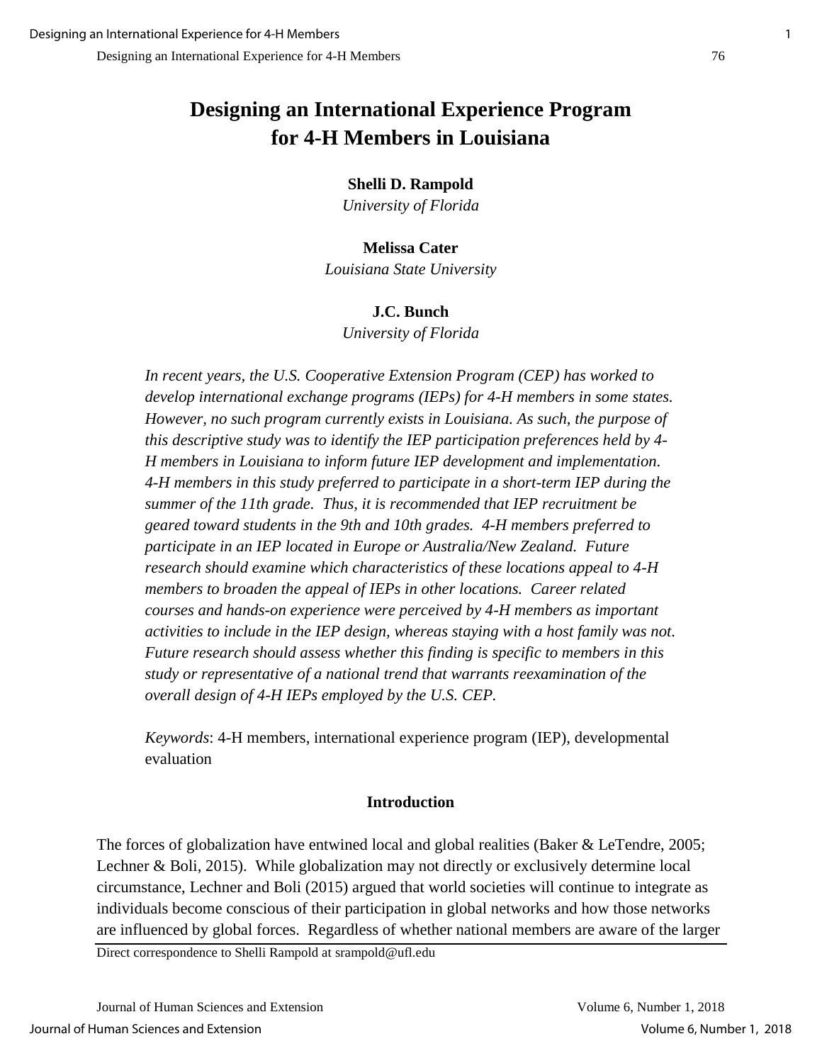# Designing an International Experience Program for 4-H Members in Louisiana

**Shelli D. Rampold**
*University of Florida*

**Melissa Cater**
*Louisiana State University*

**J.C. Bunch**
*University of Florida*

*In recent years, the U.S. Cooperative Extension Program (CEP) has worked to develop international exchange programs (IEPs) for 4-H members in some states. However, no such program currently exists in Louisiana. As such, the purpose of this descriptive study was to identify the IEP participation preferences held by 4-H members in Louisiana to inform future IEP development and implementation. 4-H members in this study preferred to participate in a short-term IEP during the summer of the 11th grade. Thus, it is recommended that IEP recruitment be geared toward students in the 9th and 10th grades. 4-H members preferred to participate in an IEP located in Europe or Australia/New Zealand. Future research should examine which characteristics of these locations appeal to 4-H members to broaden the appeal of IEPs in other locations. Career related courses and hands-on experience were perceived by 4-H members as important activities to include in the IEP design, whereas staying with a host family was not. Future research should assess whether this finding is specific to members in this study or representative of a national trend that warrants reexamination of the overall design of 4-H IEPs employed by the U.S. CEP.*

*Keywords*: 4-H members, international experience program (IEP), developmental evaluation

## Introduction

The forces of globalization have entwined local and global realities (Baker & LeTendre, 2005; Lechner & Boli, 2015). While globalization may not directly or exclusively determine local circumstance, Lechner and Boli (2015) argued that world societies will continue to integrate as individuals become conscious of their participation in global networks and how those networks are influenced by global forces. Regardless of whether national members are aware of the larger

Direct correspondence to Shelli Rampold at srampold@ufl.edu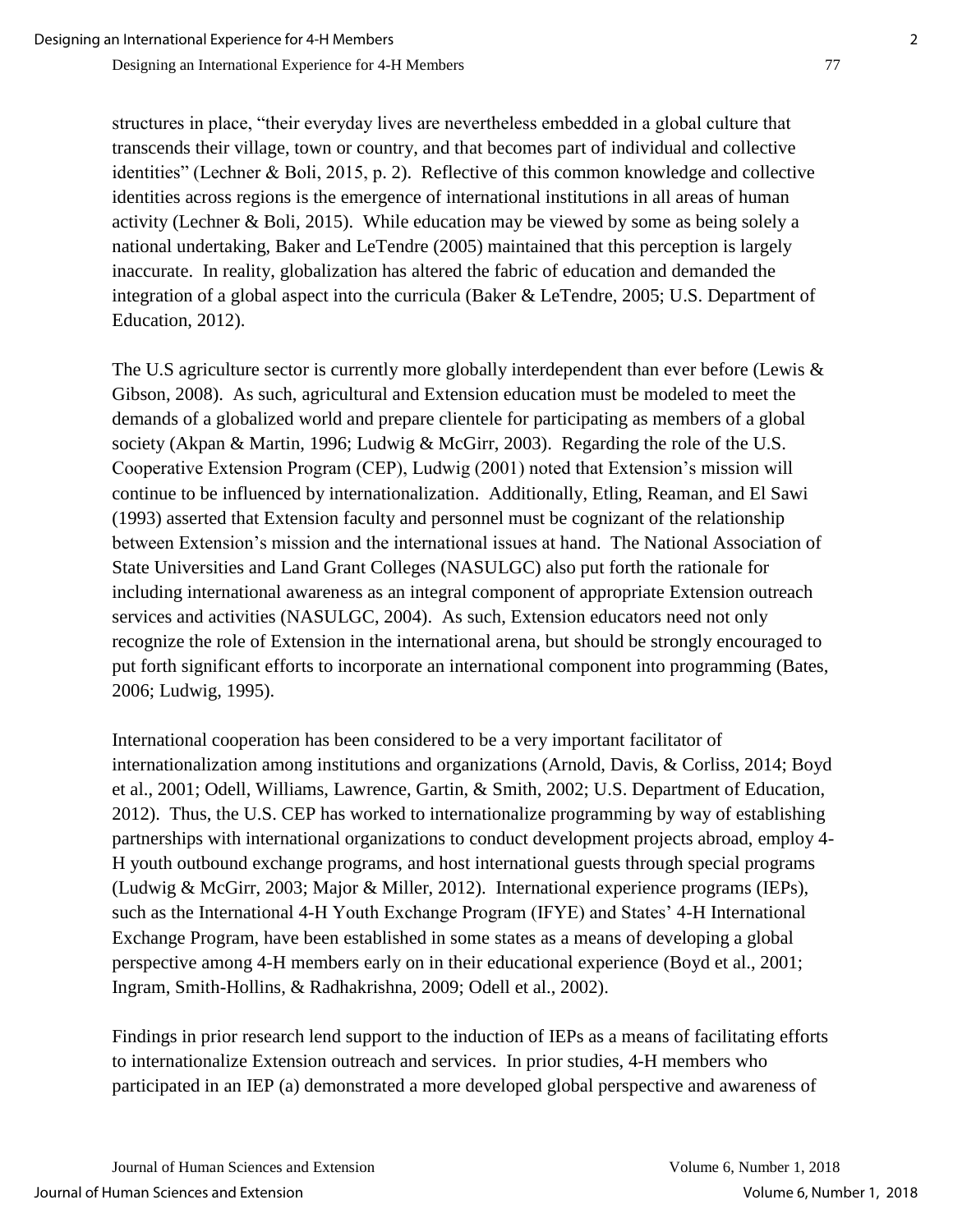structures in place, "their everyday lives are nevertheless embedded in a global culture that transcends their village, town or country, and that becomes part of individual and collective identities" (Lechner & Boli, 2015, p. 2). Reflective of this common knowledge and collective identities across regions is the emergence of international institutions in all areas of human activity (Lechner & Boli, 2015). While education may be viewed by some as being solely a national undertaking, Baker and LeTendre (2005) maintained that this perception is largely inaccurate. In reality, globalization has altered the fabric of education and demanded the integration of a global aspect into the curricula (Baker & LeTendre, 2005; U.S. Department of Education, 2012).

The U.S agriculture sector is currently more globally interdependent than ever before (Lewis & Gibson, 2008). As such, agricultural and Extension education must be modeled to meet the demands of a globalized world and prepare clientele for participating as members of a global society (Akpan & Martin, 1996; Ludwig & McGirr, 2003). Regarding the role of the U.S. Cooperative Extension Program (CEP), Ludwig (2001) noted that Extension's mission will continue to be influenced by internationalization. Additionally, Etling, Reaman, and El Sawi (1993) asserted that Extension faculty and personnel must be cognizant of the relationship between Extension's mission and the international issues at hand. The National Association of State Universities and Land Grant Colleges (NASULGC) also put forth the rationale for including international awareness as an integral component of appropriate Extension outreach services and activities (NASULGC, 2004). As such, Extension educators need not only recognize the role of Extension in the international arena, but should be strongly encouraged to put forth significant efforts to incorporate an international component into programming (Bates, 2006; Ludwig, 1995).

International cooperation has been considered to be a very important facilitator of internationalization among institutions and organizations (Arnold, Davis, & Corliss, 2014; Boyd et al., 2001; Odell, Williams, Lawrence, Gartin, & Smith, 2002; U.S. Department of Education, 2012). Thus, the U.S. CEP has worked to internationalize programming by way of establishing partnerships with international organizations to conduct development projects abroad, employ 4-H youth outbound exchange programs, and host international guests through special programs (Ludwig & McGirr, 2003; Major & Miller, 2012). International experience programs (IEPs), such as the International 4-H Youth Exchange Program (IFYE) and States' 4-H International Exchange Program, have been established in some states as a means of developing a global perspective among 4-H members early on in their educational experience (Boyd et al., 2001; Ingram, Smith-Hollins, & Radhakrishna, 2009; Odell et al., 2002).

Findings in prior research lend support to the induction of IEPs as a means of facilitating efforts to internationalize Extension outreach and services. In prior studies, 4-H members who participated in an IEP (a) demonstrated a more developed global perspective and awareness of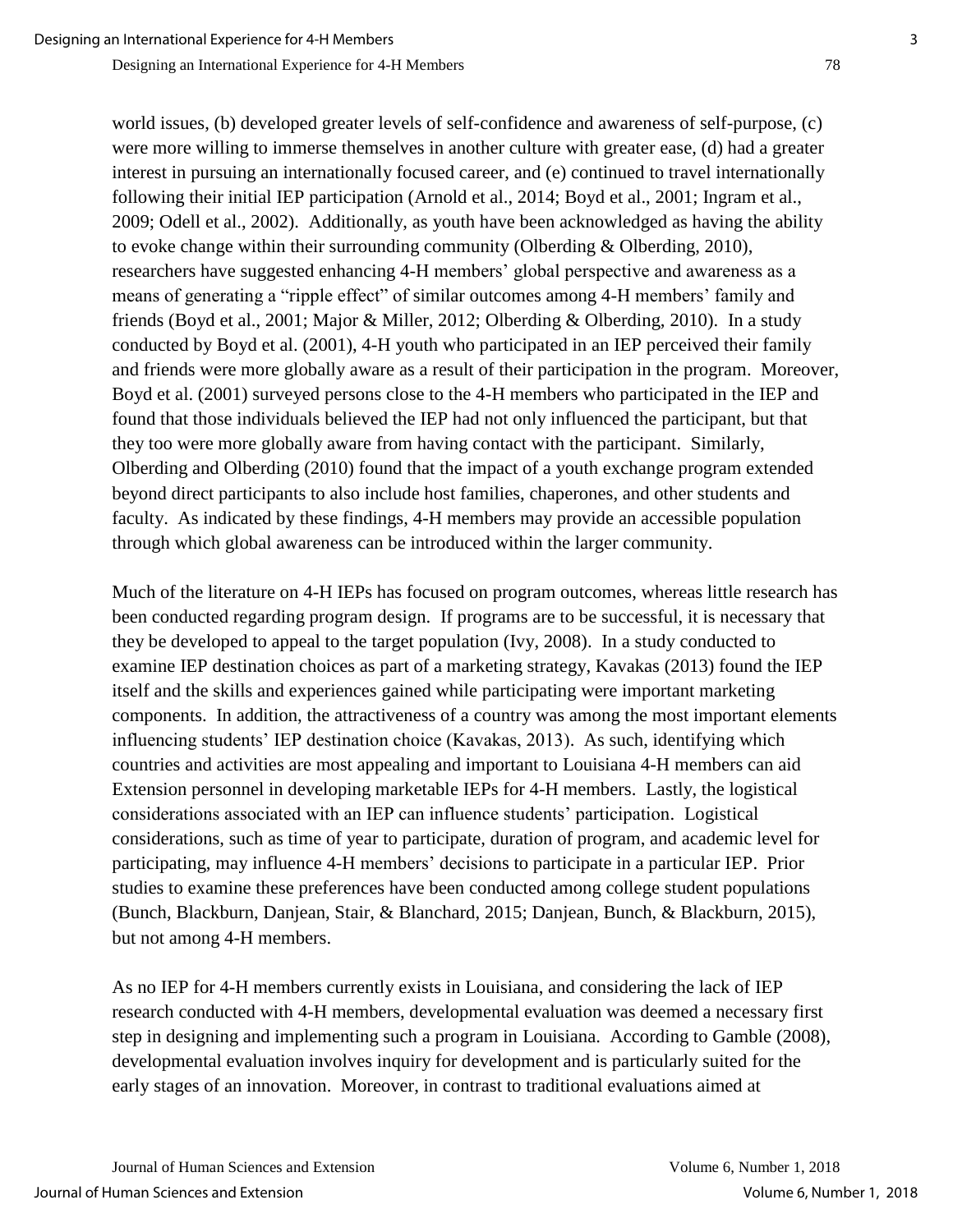world issues, (b) developed greater levels of self-confidence and awareness of self-purpose, (c) were more willing to immerse themselves in another culture with greater ease, (d) had a greater interest in pursuing an internationally focused career, and (e) continued to travel internationally following their initial IEP participation (Arnold et al., 2014; Boyd et al., 2001; Ingram et al., 2009; Odell et al., 2002). Additionally, as youth have been acknowledged as having the ability to evoke change within their surrounding community (Olberding & Olberding, 2010), researchers have suggested enhancing 4-H members' global perspective and awareness as a means of generating a "ripple effect" of similar outcomes among 4-H members' family and friends (Boyd et al., 2001; Major & Miller, 2012; Olberding & Olberding, 2010). In a study conducted by Boyd et al. (2001), 4-H youth who participated in an IEP perceived their family and friends were more globally aware as a result of their participation in the program. Moreover, Boyd et al. (2001) surveyed persons close to the 4-H members who participated in the IEP and found that those individuals believed the IEP had not only influenced the participant, but that they too were more globally aware from having contact with the participant. Similarly, Olberding and Olberding (2010) found that the impact of a youth exchange program extended beyond direct participants to also include host families, chaperones, and other students and faculty. As indicated by these findings, 4-H members may provide an accessible population through which global awareness can be introduced within the larger community.

Much of the literature on 4-H IEPs has focused on program outcomes, whereas little research has been conducted regarding program design. If programs are to be successful, it is necessary that they be developed to appeal to the target population (Ivy, 2008). In a study conducted to examine IEP destination choices as part of a marketing strategy, Kavakas (2013) found the IEP itself and the skills and experiences gained while participating were important marketing components. In addition, the attractiveness of a country was among the most important elements influencing students' IEP destination choice (Kavakas, 2013). As such, identifying which countries and activities are most appealing and important to Louisiana 4-H members can aid Extension personnel in developing marketable IEPs for 4-H members. Lastly, the logistical considerations associated with an IEP can influence students' participation. Logistical considerations, such as time of year to participate, duration of program, and academic level for participating, may influence 4-H members' decisions to participate in a particular IEP. Prior studies to examine these preferences have been conducted among college student populations (Bunch, Blackburn, Danjean, Stair, & Blanchard, 2015; Danjean, Bunch, & Blackburn, 2015), but not among 4-H members.

As no IEP for 4-H members currently exists in Louisiana, and considering the lack of IEP research conducted with 4-H members, developmental evaluation was deemed a necessary first step in designing and implementing such a program in Louisiana. According to Gamble (2008), developmental evaluation involves inquiry for development and is particularly suited for the early stages of an innovation. Moreover, in contrast to traditional evaluations aimed at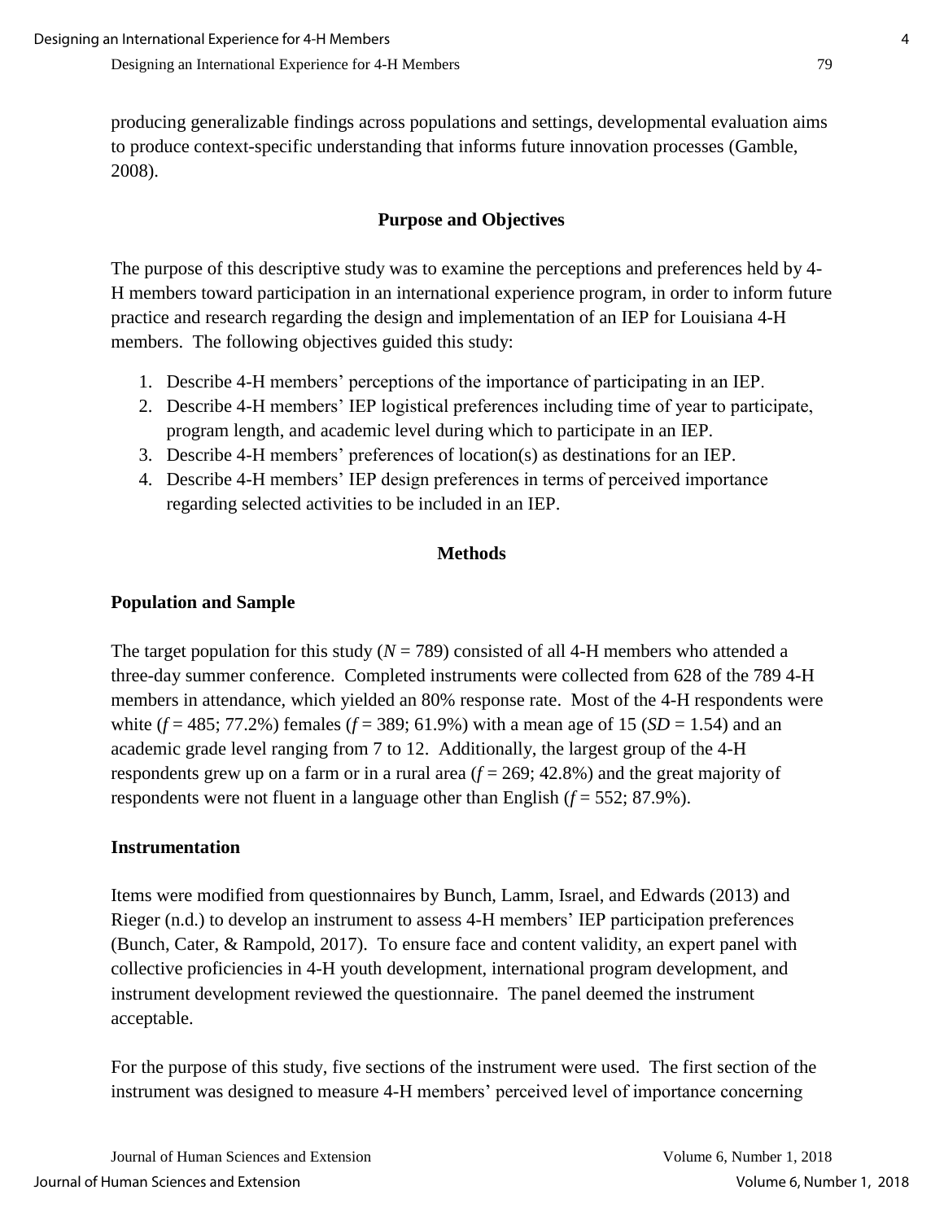producing generalizable findings across populations and settings, developmental evaluation aims to produce context-specific understanding that informs future innovation processes (Gamble, 2008).

## Purpose and Objectives

The purpose of this descriptive study was to examine the perceptions and preferences held by 4-H members toward participation in an international experience program, in order to inform future practice and research regarding the design and implementation of an IEP for Louisiana 4-H members. The following objectives guided this study:

1. Describe 4-H members' perceptions of the importance of participating in an IEP.
2. Describe 4-H members' IEP logistical preferences including time of year to participate, program length, and academic level during which to participate in an IEP.
3. Describe 4-H members' preferences of location(s) as destinations for an IEP.
4. Describe 4-H members' IEP design preferences in terms of perceived importance regarding selected activities to be included in an IEP.

## Methods

### Population and Sample

The target population for this study ($N$ = 789) consisted of all 4-H members who attended a three-day summer conference. Completed instruments were collected from 628 of the 789 4-H members in attendance, which yielded an 80% response rate. Most of the 4-H respondents were white ($f$ = 485; 77.2%) females ($f$ = 389; 61.9%) with a mean age of 15 ($SD$ = 1.54) and an academic grade level ranging from 7 to 12. Additionally, the largest group of the 4-H respondents grew up on a farm or in a rural area ($f$ = 269; 42.8%) and the great majority of respondents were not fluent in a language other than English ($f$ = 552; 87.9%).

### Instrumentation

Items were modified from questionnaires by Bunch, Lamm, Israel, and Edwards (2013) and Rieger (n.d.) to develop an instrument to assess 4-H members' IEP participation preferences (Bunch, Cater, & Rampold, 2017). To ensure face and content validity, an expert panel with collective proficiencies in 4-H youth development, international program development, and instrument development reviewed the questionnaire. The panel deemed the instrument acceptable.

For the purpose of this study, five sections of the instrument were used. The first section of the instrument was designed to measure 4-H members' perceived level of importance concerning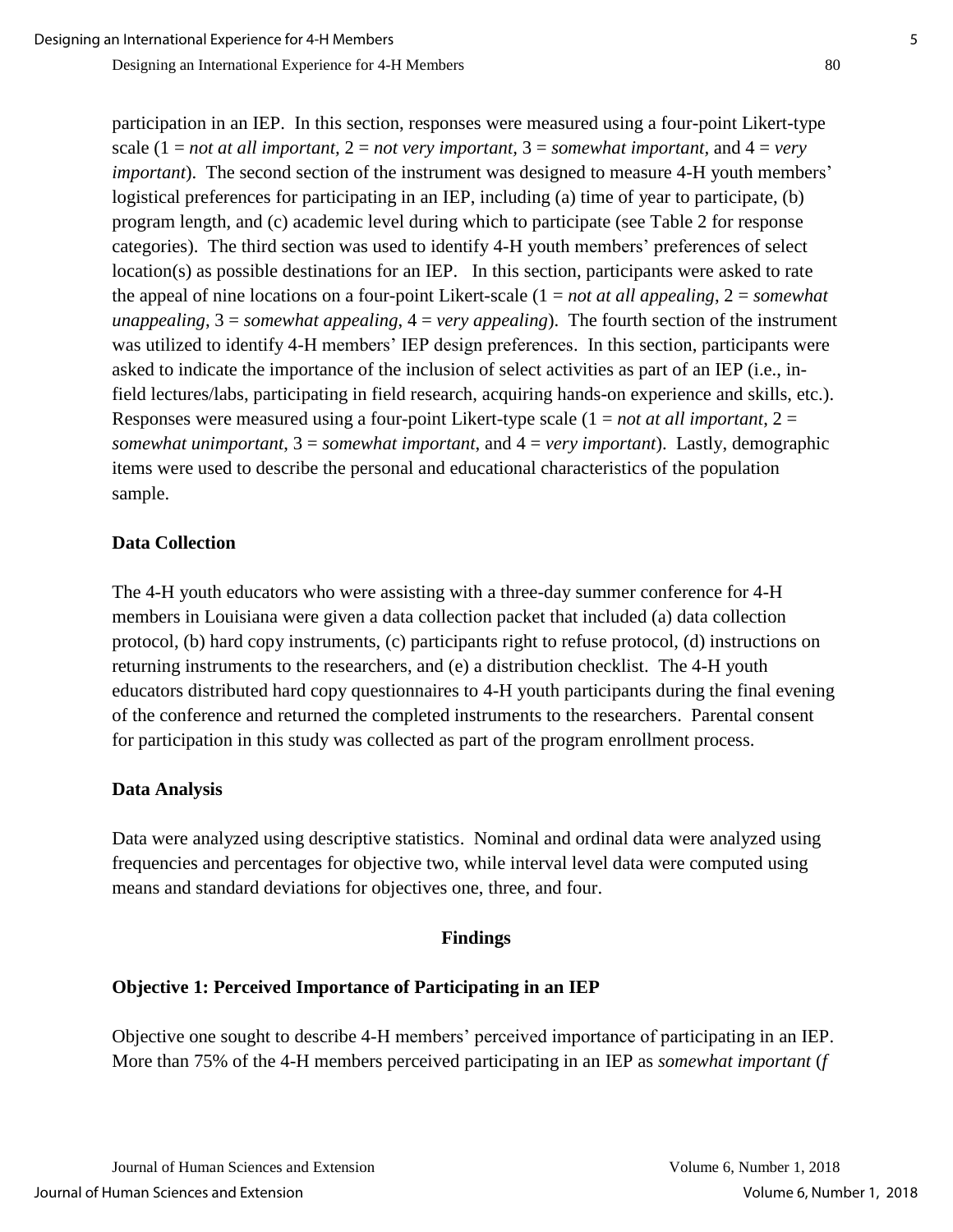participation in an IEP. In this section, responses were measured using a four-point Likert-type scale (1 = *not at all important,* 2 = *not very important,* 3 = *somewhat important,* and 4 = *very important*). The second section of the instrument was designed to measure 4-H youth members' logistical preferences for participating in an IEP, including (a) time of year to participate, (b) program length, and (c) academic level during which to participate (see Table 2 for response categories). The third section was used to identify 4-H youth members' preferences of select location(s) as possible destinations for an IEP. In this section, participants were asked to rate the appeal of nine locations on a four-point Likert-scale (1 = *not at all appealing*, 2 = *somewhat unappealing*, 3 = *somewhat appealing*, 4 = *very appealing*). The fourth section of the instrument was utilized to identify 4-H members' IEP design preferences. In this section, participants were asked to indicate the importance of the inclusion of select activities as part of an IEP (i.e., in-field lectures/labs, participating in field research, acquiring hands-on experience and skills, etc.). Responses were measured using a four-point Likert-type scale (1 = *not at all important*, 2 = *somewhat unimportant*, 3 = *somewhat important*, and 4 = *very important*). Lastly, demographic items were used to describe the personal and educational characteristics of the population sample.

### Data Collection

The 4-H youth educators who were assisting with a three-day summer conference for 4-H members in Louisiana were given a data collection packet that included (a) data collection protocol, (b) hard copy instruments, (c) participants right to refuse protocol, (d) instructions on returning instruments to the researchers, and (e) a distribution checklist. The 4-H youth educators distributed hard copy questionnaires to 4-H youth participants during the final evening of the conference and returned the completed instruments to the researchers. Parental consent for participation in this study was collected as part of the program enrollment process.

### Data Analysis

Data were analyzed using descriptive statistics. Nominal and ordinal data were analyzed using frequencies and percentages for objective two, while interval level data were computed using means and standard deviations for objectives one, three, and four.

## Findings

### Objective 1: Perceived Importance of Participating in an IEP

Objective one sought to describe 4-H members' perceived importance of participating in an IEP. More than 75% of the 4-H members perceived participating in an IEP as *somewhat important* (*f*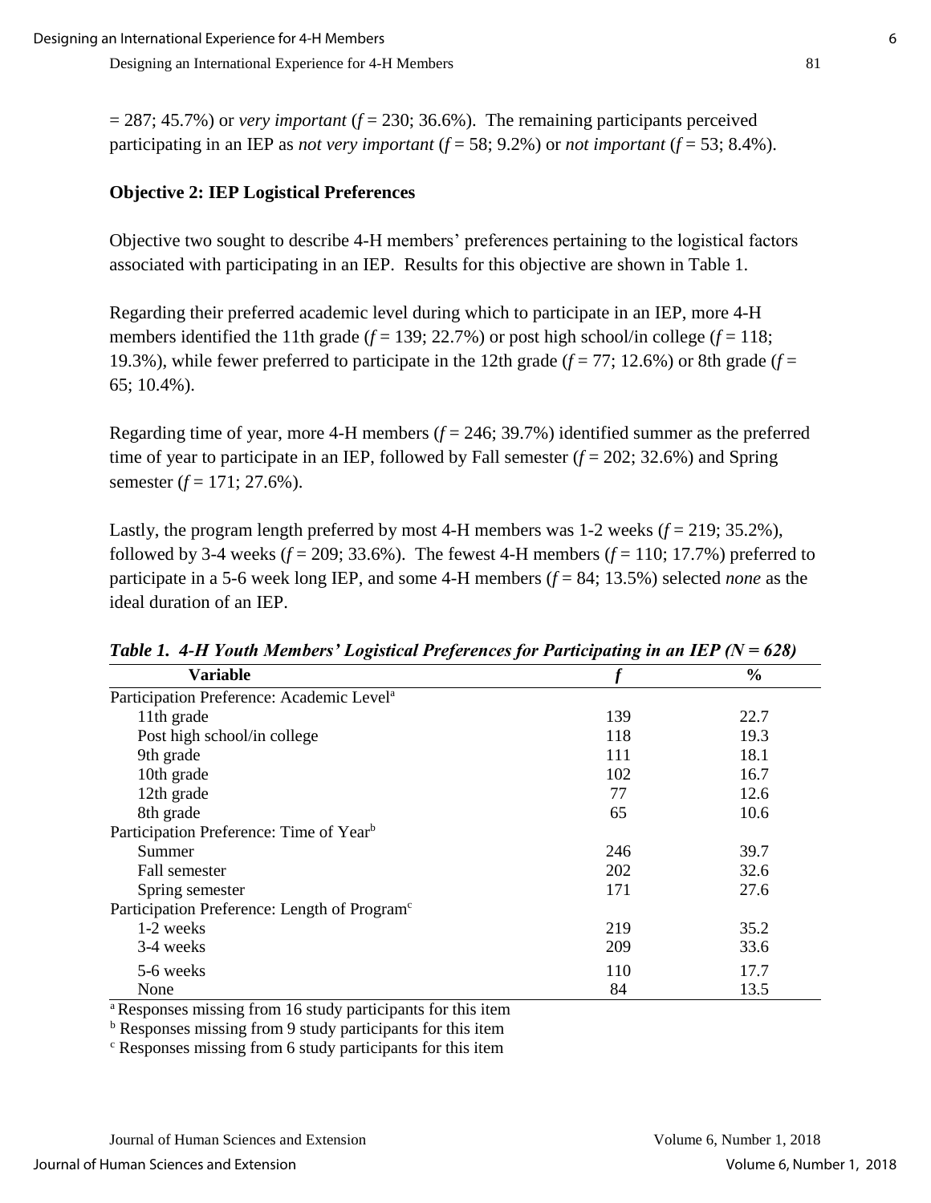= 287; 45.7%) or *very important* (*f* = 230; 36.6%). The remaining participants perceived participating in an IEP as *not very important* (*f* = 58; 9.2%) or *not important* (*f* = 53; 8.4%).

### Objective 2: IEP Logistical Preferences

Objective two sought to describe 4-H members' preferences pertaining to the logistical factors associated with participating in an IEP. Results for this objective are shown in Table 1.

Regarding their preferred academic level during which to participate in an IEP, more 4-H members identified the 11th grade (*f* = 139; 22.7%) or post high school/in college (*f* = 118; 19.3%), while fewer preferred to participate in the 12th grade (*f* = 77; 12.6%) or 8th grade (*f* = 65; 10.4%).

Regarding time of year, more 4-H members (*f* = 246; 39.7%) identified summer as the preferred time of year to participate in an IEP, followed by Fall semester (*f* = 202; 32.6%) and Spring semester (*f* = 171; 27.6%).

Lastly, the program length preferred by most 4-H members was 1-2 weeks (*f* = 219; 35.2%), followed by 3-4 weeks (*f* = 209; 33.6%). The fewest 4-H members (*f* = 110; 17.7%) preferred to participate in a 5-6 week long IEP, and some 4-H members (*f* = 84; 13.5%) selected *none* as the ideal duration of an IEP.

***Table 1. 4-H Youth Members' Logistical Preferences for Participating in an IEP (N = 628)***

| Variable | *f* | % |
|---|---|---|
| Participation Preference: Academic Level[a] | | |
| 11th grade | 139 | 22.7 |
| Post high school/in college | 118 | 19.3 |
| 9th grade | 111 | 18.1 |
| 10th grade | 102 | 16.7 |
| 12th grade | 77 | 12.6 |
| 8th grade | 65 | 10.6 |
| Participation Preference: Time of Year[b] | | |
| Summer | 246 | 39.7 |
| Fall semester | 202 | 32.6 |
| Spring semester | 171 | 27.6 |
| Participation Preference: Length of Program[c] | | |
| 1-2 weeks | 219 | 35.2 |
| 3-4 weeks | 209 | 33.6 |
| 5-6 weeks | 110 | 17.7 |
| None | 84 | 13.5 |

[a] Responses missing from 16 study participants for this item
[b] Responses missing from 9 study participants for this item
[c] Responses missing from 6 study participants for this item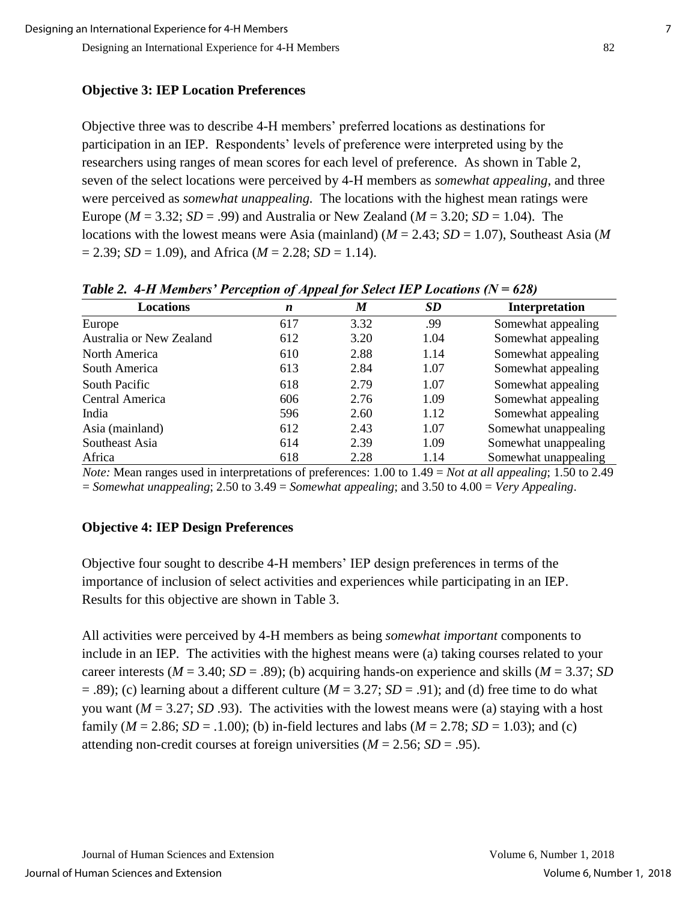### Objective 3: IEP Location Preferences

Objective three was to describe 4-H members' preferred locations as destinations for participation in an IEP. Respondents' levels of preference were interpreted using by the researchers using ranges of mean scores for each level of preference. As shown in Table 2, seven of the select locations were perceived by 4-H members as *somewhat appealing*, and three were perceived as *somewhat unappealing.* The locations with the highest mean ratings were Europe (*M* = 3.32; *SD* = .99) and Australia or New Zealand (*M* = 3.20; *SD* = 1.04). The locations with the lowest means were Asia (mainland) (*M* = 2.43; *SD* = 1.07), Southeast Asia (*M* = 2.39; *SD* = 1.09), and Africa (*M* = 2.28; *SD* = 1.14).

***Table 2. 4-H Members' Perception of Appeal for Select IEP Locations (N = 628)***

| Locations | *n* | *M* | *SD* | Interpretation |
|---|---|---|---|---|
| Europe | 617 | 3.32 | .99 | Somewhat appealing |
| Australia or New Zealand | 612 | 3.20 | 1.04 | Somewhat appealing |
| North America | 610 | 2.88 | 1.14 | Somewhat appealing |
| South America | 613 | 2.84 | 1.07 | Somewhat appealing |
| South Pacific | 618 | 2.79 | 1.07 | Somewhat appealing |
| Central America | 606 | 2.76 | 1.09 | Somewhat appealing |
| India | 596 | 2.60 | 1.12 | Somewhat appealing |
| Asia (mainland) | 612 | 2.43 | 1.07 | Somewhat unappealing |
| Southeast Asia | 614 | 2.39 | 1.09 | Somewhat unappealing |
| Africa | 618 | 2.28 | 1.14 | Somewhat unappealing |

*Note:* Mean ranges used in interpretations of preferences: 1.00 to 1.49 = *Not at all appealing*; 1.50 to 2.49 = *Somewhat unappealing*; 2.50 to 3.49 = *Somewhat appealing*; and 3.50 to 4.00 = *Very Appealing*.

### Objective 4: IEP Design Preferences

Objective four sought to describe 4-H members' IEP design preferences in terms of the importance of inclusion of select activities and experiences while participating in an IEP. Results for this objective are shown in Table 3.

All activities were perceived by 4-H members as being *somewhat important* components to include in an IEP. The activities with the highest means were (a) taking courses related to your career interests (*M* = 3.40; *SD* = .89); (b) acquiring hands-on experience and skills (*M* = 3.37; *SD* = .89); (c) learning about a different culture (*M* = 3.27; *SD* = .91); and (d) free time to do what you want (*M* = 3.27; *SD* .93). The activities with the lowest means were (a) staying with a host family (*M* = 2.86; *SD* = .1.00); (b) in-field lectures and labs (*M* = 2.78; *SD* = 1.03); and (c) attending non-credit courses at foreign universities (*M* = 2.56; *SD* = .95).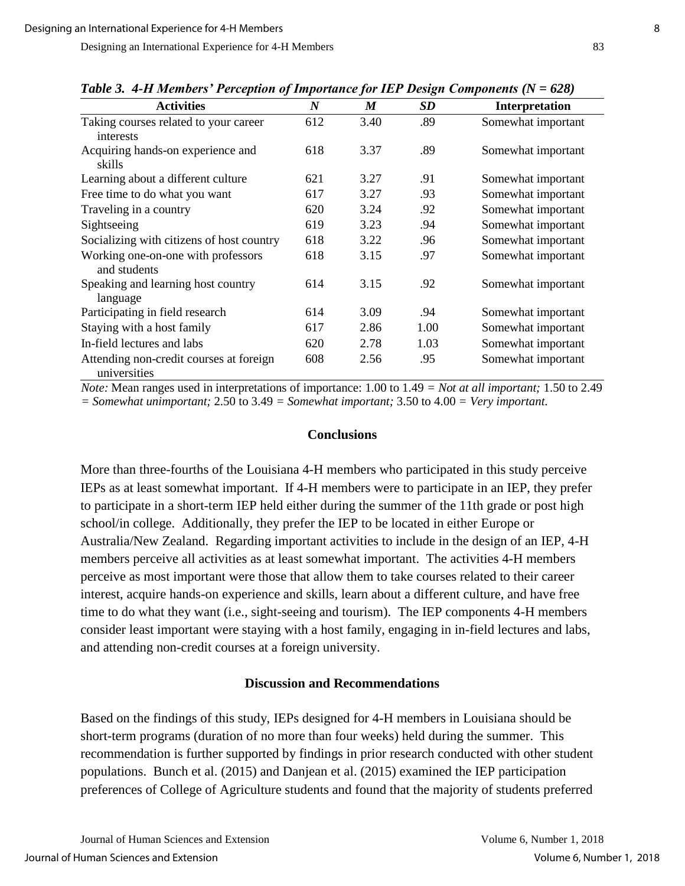*Table 3. 4-H Members' Perception of Importance for IEP Design Components (N = 628)*

| Activities | *N* | *M* | *SD* | Interpretation |
|---|---|---|---|---|
| Taking courses related to your career interests | 612 | 3.40 | .89 | Somewhat important |
| Acquiring hands-on experience and skills | 618 | 3.37 | .89 | Somewhat important |
| Learning about a different culture | 621 | 3.27 | .91 | Somewhat important |
| Free time to do what you want | 617 | 3.27 | .93 | Somewhat important |
| Traveling in a country | 620 | 3.24 | .92 | Somewhat important |
| Sightseeing | 619 | 3.23 | .94 | Somewhat important |
| Socializing with citizens of host country | 618 | 3.22 | .96 | Somewhat important |
| Working one-on-one with professors and students | 618 | 3.15 | .97 | Somewhat important |
| Speaking and learning host country language | 614 | 3.15 | .92 | Somewhat important |
| Participating in field research | 614 | 3.09 | .94 | Somewhat important |
| Staying with a host family | 617 | 2.86 | 1.00 | Somewhat important |
| In-field lectures and labs | 620 | 2.78 | 1.03 | Somewhat important |
| Attending non-credit courses at foreign universities | 608 | 2.56 | .95 | Somewhat important |

*Note:* Mean ranges used in interpretations of importance: 1.00 to 1.49 = *Not at all important;* 1.50 to 2.49 = *Somewhat unimportant;* 2.50 to 3.49 = *Somewhat important;* 3.50 to 4.00 = *Very important.*

## Conclusions

More than three-fourths of the Louisiana 4-H members who participated in this study perceive IEPs as at least somewhat important. If 4-H members were to participate in an IEP, they prefer to participate in a short-term IEP held either during the summer of the 11th grade or post high school/in college. Additionally, they prefer the IEP to be located in either Europe or Australia/New Zealand. Regarding important activities to include in the design of an IEP, 4-H members perceive all activities as at least somewhat important. The activities 4-H members perceive as most important were those that allow them to take courses related to their career interest, acquire hands-on experience and skills, learn about a different culture, and have free time to do what they want (i.e., sight-seeing and tourism). The IEP components 4-H members consider least important were staying with a host family, engaging in in-field lectures and labs, and attending non-credit courses at a foreign university.

## Discussion and Recommendations

Based on the findings of this study, IEPs designed for 4-H members in Louisiana should be short-term programs (duration of no more than four weeks) held during the summer. This recommendation is further supported by findings in prior research conducted with other student populations. Bunch et al. (2015) and Danjean et al. (2015) examined the IEP participation preferences of College of Agriculture students and found that the majority of students preferred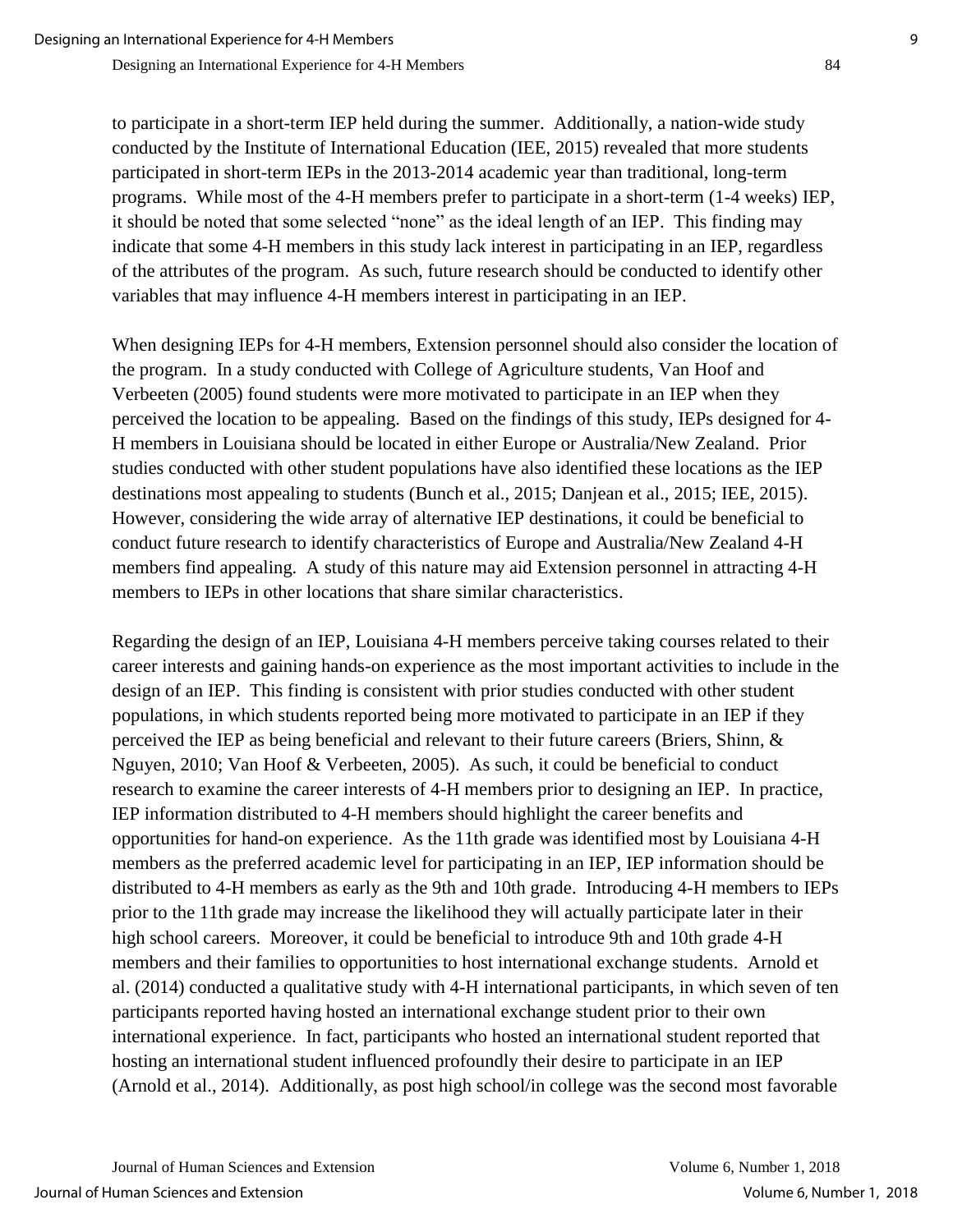to participate in a short-term IEP held during the summer. Additionally, a nation-wide study conducted by the Institute of International Education (IEE, 2015) revealed that more students participated in short-term IEPs in the 2013-2014 academic year than traditional, long-term programs. While most of the 4-H members prefer to participate in a short-term (1-4 weeks) IEP, it should be noted that some selected "none" as the ideal length of an IEP. This finding may indicate that some 4-H members in this study lack interest in participating in an IEP, regardless of the attributes of the program. As such, future research should be conducted to identify other variables that may influence 4-H members interest in participating in an IEP.

When designing IEPs for 4-H members, Extension personnel should also consider the location of the program. In a study conducted with College of Agriculture students, Van Hoof and Verbeeten (2005) found students were more motivated to participate in an IEP when they perceived the location to be appealing. Based on the findings of this study, IEPs designed for 4-H members in Louisiana should be located in either Europe or Australia/New Zealand. Prior studies conducted with other student populations have also identified these locations as the IEP destinations most appealing to students (Bunch et al., 2015; Danjean et al., 2015; IEE, 2015). However, considering the wide array of alternative IEP destinations, it could be beneficial to conduct future research to identify characteristics of Europe and Australia/New Zealand 4-H members find appealing. A study of this nature may aid Extension personnel in attracting 4-H members to IEPs in other locations that share similar characteristics.

Regarding the design of an IEP, Louisiana 4-H members perceive taking courses related to their career interests and gaining hands-on experience as the most important activities to include in the design of an IEP. This finding is consistent with prior studies conducted with other student populations, in which students reported being more motivated to participate in an IEP if they perceived the IEP as being beneficial and relevant to their future careers (Briers, Shinn, & Nguyen, 2010; Van Hoof & Verbeeten, 2005). As such, it could be beneficial to conduct research to examine the career interests of 4-H members prior to designing an IEP. In practice, IEP information distributed to 4-H members should highlight the career benefits and opportunities for hand-on experience. As the 11th grade was identified most by Louisiana 4-H members as the preferred academic level for participating in an IEP, IEP information should be distributed to 4-H members as early as the 9th and 10th grade. Introducing 4-H members to IEPs prior to the 11th grade may increase the likelihood they will actually participate later in their high school careers. Moreover, it could be beneficial to introduce 9th and 10th grade 4-H members and their families to opportunities to host international exchange students. Arnold et al. (2014) conducted a qualitative study with 4-H international participants, in which seven of ten participants reported having hosted an international exchange student prior to their own international experience. In fact, participants who hosted an international student reported that hosting an international student influenced profoundly their desire to participate in an IEP (Arnold et al., 2014). Additionally, as post high school/in college was the second most favorable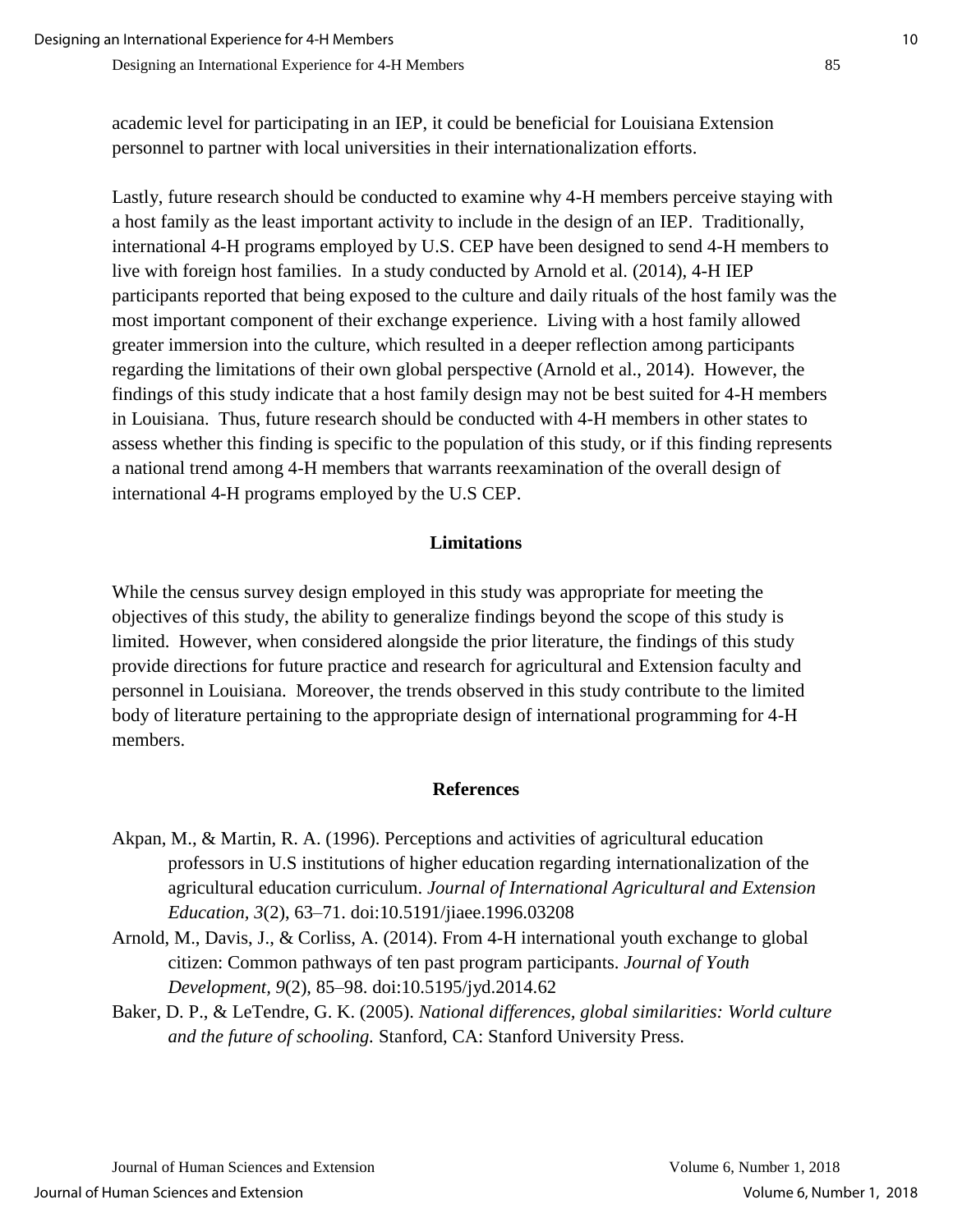academic level for participating in an IEP, it could be beneficial for Louisiana Extension personnel to partner with local universities in their internationalization efforts.

Lastly, future research should be conducted to examine why 4-H members perceive staying with a host family as the least important activity to include in the design of an IEP. Traditionally, international 4-H programs employed by U.S. CEP have been designed to send 4-H members to live with foreign host families. In a study conducted by Arnold et al. (2014), 4-H IEP participants reported that being exposed to the culture and daily rituals of the host family was the most important component of their exchange experience. Living with a host family allowed greater immersion into the culture, which resulted in a deeper reflection among participants regarding the limitations of their own global perspective (Arnold et al., 2014). However, the findings of this study indicate that a host family design may not be best suited for 4-H members in Louisiana. Thus, future research should be conducted with 4-H members in other states to assess whether this finding is specific to the population of this study, or if this finding represents a national trend among 4-H members that warrants reexamination of the overall design of international 4-H programs employed by the U.S CEP.

## Limitations

While the census survey design employed in this study was appropriate for meeting the objectives of this study, the ability to generalize findings beyond the scope of this study is limited. However, when considered alongside the prior literature, the findings of this study provide directions for future practice and research for agricultural and Extension faculty and personnel in Louisiana. Moreover, the trends observed in this study contribute to the limited body of literature pertaining to the appropriate design of international programming for 4-H members.

## References

Akpan, M., & Martin, R. A. (1996). Perceptions and activities of agricultural education professors in U.S institutions of higher education regarding internationalization of the agricultural education curriculum. *Journal of International Agricultural and Extension Education, 3*(2), 63–71. doi:10.5191/jiaee.1996.03208

Arnold, M., Davis, J., & Corliss, A. (2014). From 4-H international youth exchange to global citizen: Common pathways of ten past program participants. *Journal of Youth Development, 9*(2), 85–98. doi:10.5195/jyd.2014.62

Baker, D. P., & LeTendre, G. K. (2005). *National differences, global similarities: World culture and the future of schooling.* Stanford, CA: Stanford University Press.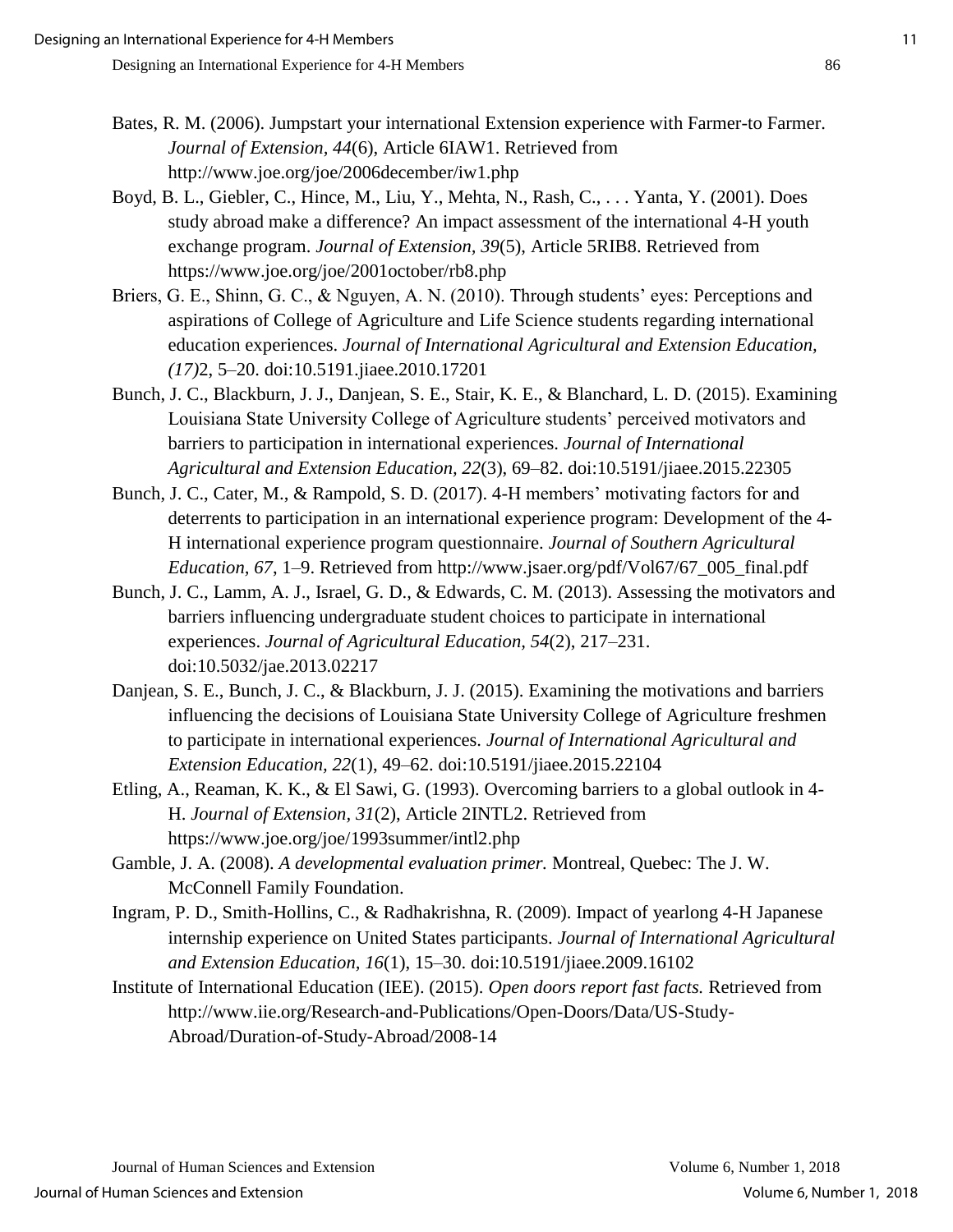Bates, R. M. (2006). Jumpstart your international Extension experience with Farmer-to Farmer. *Journal of Extension, 44*(6), Article 6IAW1. Retrieved from http://www.joe.org/joe/2006december/iw1.php

Boyd, B. L., Giebler, C., Hince, M., Liu, Y., Mehta, N., Rash, C., . . . Yanta, Y. (2001). Does study abroad make a difference? An impact assessment of the international 4-H youth exchange program. *Journal of Extension, 39*(5), Article 5RIB8. Retrieved from https://www.joe.org/joe/2001october/rb8.php

Briers, G. E., Shinn, G. C., & Nguyen, A. N. (2010). Through students' eyes: Perceptions and aspirations of College of Agriculture and Life Science students regarding international education experiences. *Journal of International Agricultural and Extension Education, (17)*2, 5–20. doi:10.5191.jiaee.2010.17201

Bunch, J. C., Blackburn, J. J., Danjean, S. E., Stair, K. E., & Blanchard, L. D. (2015). Examining Louisiana State University College of Agriculture students' perceived motivators and barriers to participation in international experiences. *Journal of International Agricultural and Extension Education, 22*(3), 69–82. doi:10.5191/jiaee.2015.22305

Bunch, J. C., Cater, M., & Rampold, S. D. (2017). 4-H members' motivating factors for and deterrents to participation in an international experience program: Development of the 4-H international experience program questionnaire. *Journal of Southern Agricultural Education, 67*, 1–9. Retrieved from http://www.jsaer.org/pdf/Vol67/67_005_final.pdf

Bunch, J. C., Lamm, A. J., Israel, G. D., & Edwards, C. M. (2013). Assessing the motivators and barriers influencing undergraduate student choices to participate in international experiences. *Journal of Agricultural Education, 54*(2), 217–231. doi:10.5032/jae.2013.02217

Danjean, S. E., Bunch, J. C., & Blackburn, J. J. (2015). Examining the motivations and barriers influencing the decisions of Louisiana State University College of Agriculture freshmen to participate in international experiences. *Journal of International Agricultural and Extension Education, 22*(1), 49–62. doi:10.5191/jiaee.2015.22104

Etling, A., Reaman, K. K., & El Sawi, G. (1993). Overcoming barriers to a global outlook in 4-H. *Journal of Extension, 31*(2), Article 2INTL2. Retrieved from https://www.joe.org/joe/1993summer/intl2.php

Gamble, J. A. (2008). *A developmental evaluation primer.* Montreal, Quebec: The J. W. McConnell Family Foundation.

Ingram, P. D., Smith-Hollins, C., & Radhakrishna, R. (2009). Impact of yearlong 4-H Japanese internship experience on United States participants. *Journal of International Agricultural and Extension Education, 16*(1), 15–30. doi:10.5191/jiaee.2009.16102

Institute of International Education (IEE). (2015). *Open doors report fast facts.* Retrieved from http://www.iie.org/Research-and-Publications/Open-Doors/Data/US-Study-Abroad/Duration-of-Study-Abroad/2008-14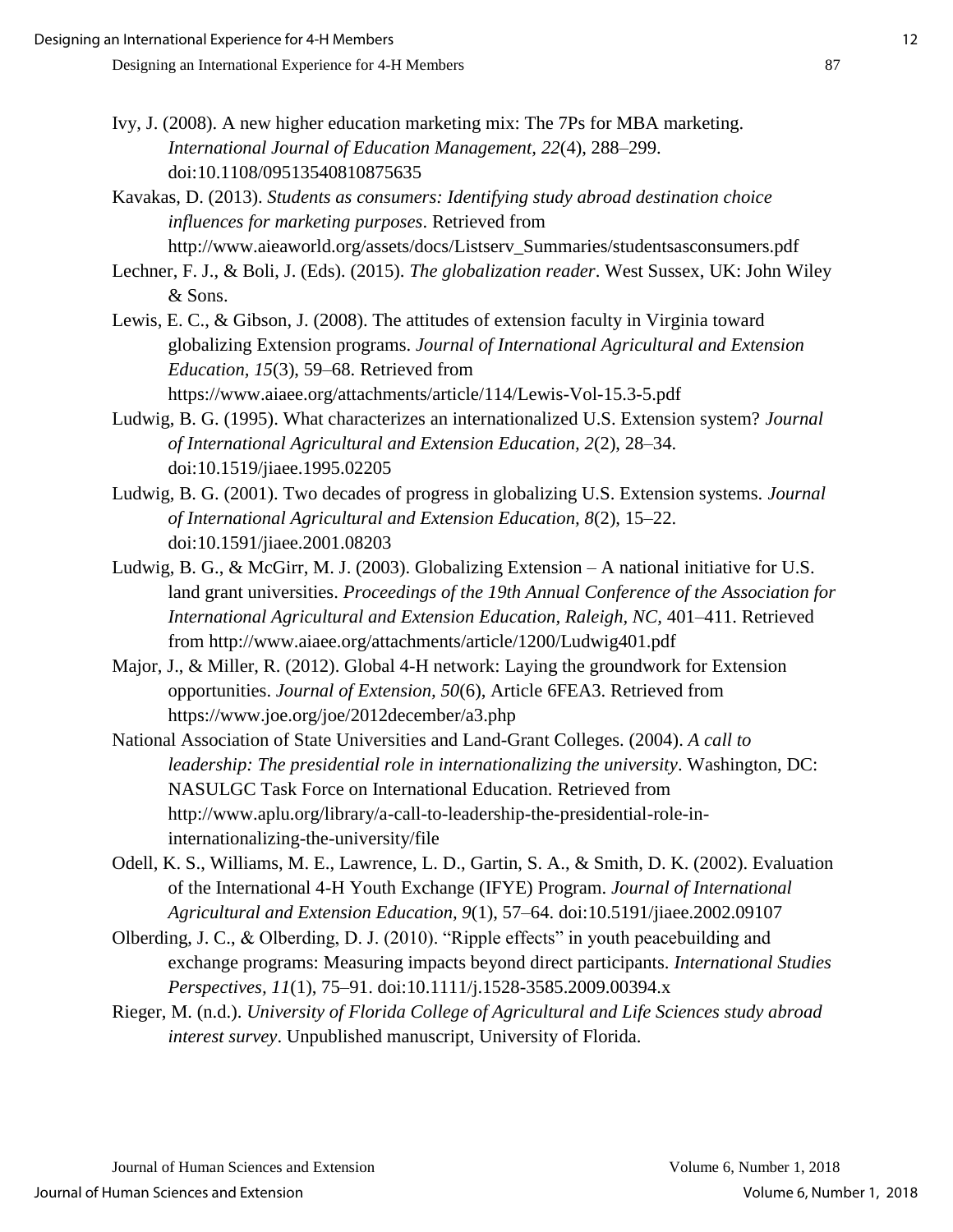Ivy, J. (2008). A new higher education marketing mix: The 7Ps for MBA marketing. *International Journal of Education Management, 22*(4), 288–299. doi:10.1108/09513540810875635

Kavakas, D. (2013). *Students as consumers: Identifying study abroad destination choice influences for marketing purposes*. Retrieved from http://www.aieaworld.org/assets/docs/Listserv_Summaries/studentsasconsumers.pdf

Lechner, F. J., & Boli, J. (Eds). (2015). *The globalization reader*. West Sussex, UK: John Wiley & Sons.

Lewis, E. C., & Gibson, J. (2008). The attitudes of extension faculty in Virginia toward globalizing Extension programs. *Journal of International Agricultural and Extension Education, 15*(3), 59–68. Retrieved from https://www.aiaee.org/attachments/article/114/Lewis-Vol-15.3-5.pdf

Ludwig, B. G. (1995). What characterizes an internationalized U.S. Extension system? *Journal of International Agricultural and Extension Education, 2*(2), 28–34. doi:10.1519/jiaee.1995.02205

Ludwig, B. G. (2001). Two decades of progress in globalizing U.S. Extension systems. *Journal of International Agricultural and Extension Education, 8*(2), 15–22. doi:10.1591/jiaee.2001.08203

Ludwig, B. G., & McGirr, M. J. (2003). Globalizing Extension – A national initiative for U.S. land grant universities. *Proceedings of the 19th Annual Conference of the Association for International Agricultural and Extension Education, Raleigh, NC*, 401–411. Retrieved from http://www.aiaee.org/attachments/article/1200/Ludwig401.pdf

Major, J., & Miller, R. (2012). Global 4-H network: Laying the groundwork for Extension opportunities. *Journal of Extension, 50*(6), Article 6FEA3. Retrieved from https://www.joe.org/joe/2012december/a3.php

National Association of State Universities and Land-Grant Colleges. (2004). *A call to leadership: The presidential role in internationalizing the university*. Washington, DC: NASULGC Task Force on International Education. Retrieved from http://www.aplu.org/library/a-call-to-leadership-the-presidential-role-in-internationalizing-the-university/file

Odell, K. S., Williams, M. E., Lawrence, L. D., Gartin, S. A., & Smith, D. K. (2002). Evaluation of the International 4-H Youth Exchange (IFYE) Program. *Journal of International Agricultural and Extension Education, 9*(1), 57–64. doi:10.5191/jiaee.2002.09107

Olberding, J. C., & Olberding, D. J. (2010). "Ripple effects" in youth peacebuilding and exchange programs: Measuring impacts beyond direct participants. *International Studies Perspectives, 11*(1), 75–91. doi:10.1111/j.1528-3585.2009.00394.x

Rieger, M. (n.d.). *University of Florida College of Agricultural and Life Sciences study abroad interest survey*. Unpublished manuscript, University of Florida.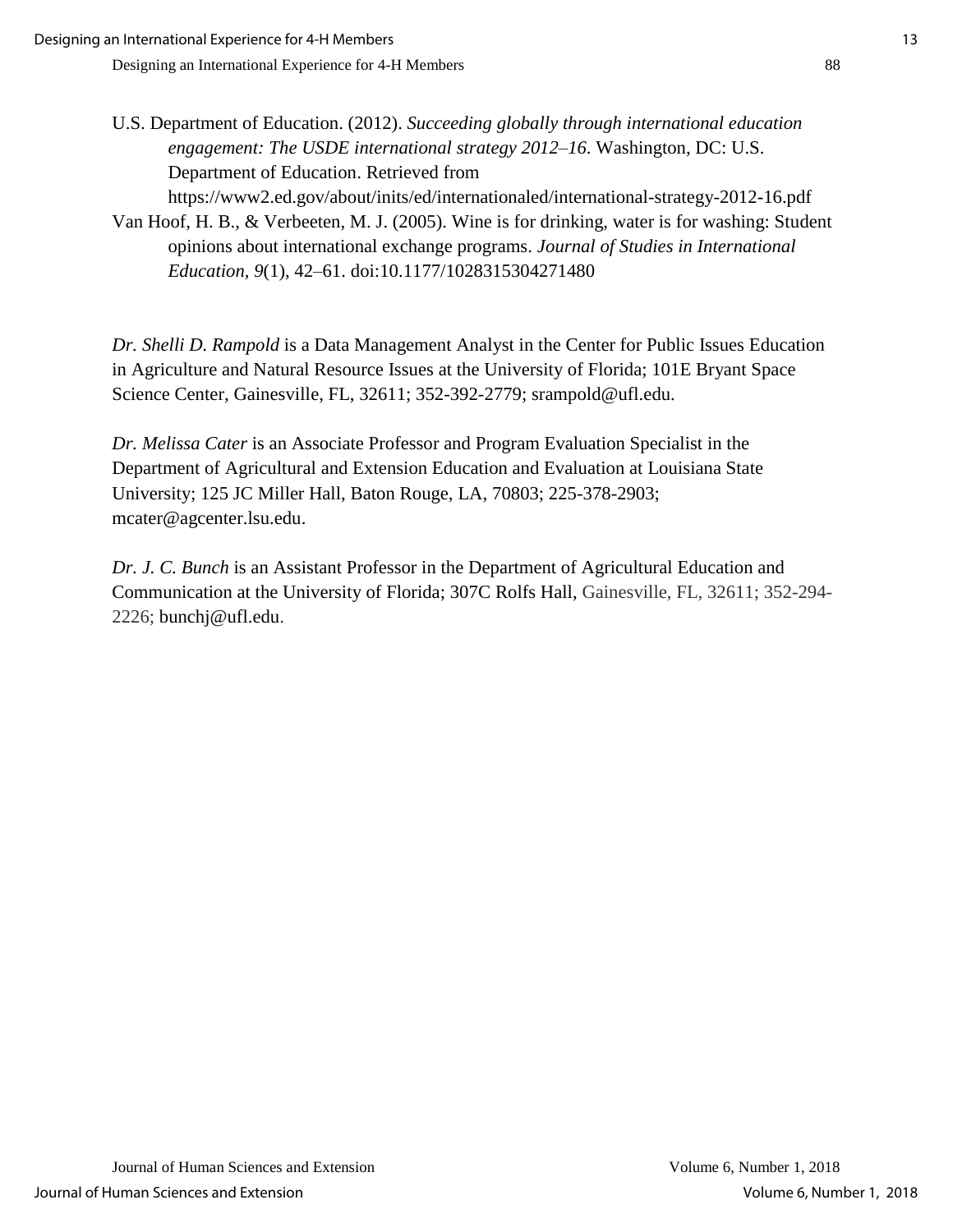U.S. Department of Education. (2012). *Succeeding globally through international education engagement: The USDE international strategy 2012–16*. Washington, DC: U.S. Department of Education. Retrieved from https://www2.ed.gov/about/inits/ed/internationaled/international-strategy-2012-16.pdf

Van Hoof, H. B., & Verbeeten, M. J. (2005). Wine is for drinking, water is for washing: Student opinions about international exchange programs. *Journal of Studies in International Education, 9*(1), 42–61. doi:10.1177/1028315304271480

*Dr. Shelli D. Rampold* is a Data Management Analyst in the Center for Public Issues Education in Agriculture and Natural Resource Issues at the University of Florida; 101E Bryant Space Science Center, Gainesville, FL, 32611; 352-392-2779; srampold@ufl.edu.

*Dr. Melissa Cater* is an Associate Professor and Program Evaluation Specialist in the Department of Agricultural and Extension Education and Evaluation at Louisiana State University; 125 JC Miller Hall, Baton Rouge, LA, 70803; 225-378-2903; mcater@agcenter.lsu.edu.

*Dr. J. C. Bunch* is an Assistant Professor in the Department of Agricultural Education and Communication at the University of Florida; 307C Rolfs Hall, Gainesville, FL, 32611; 352-294-2226; bunchj@ufl.edu.